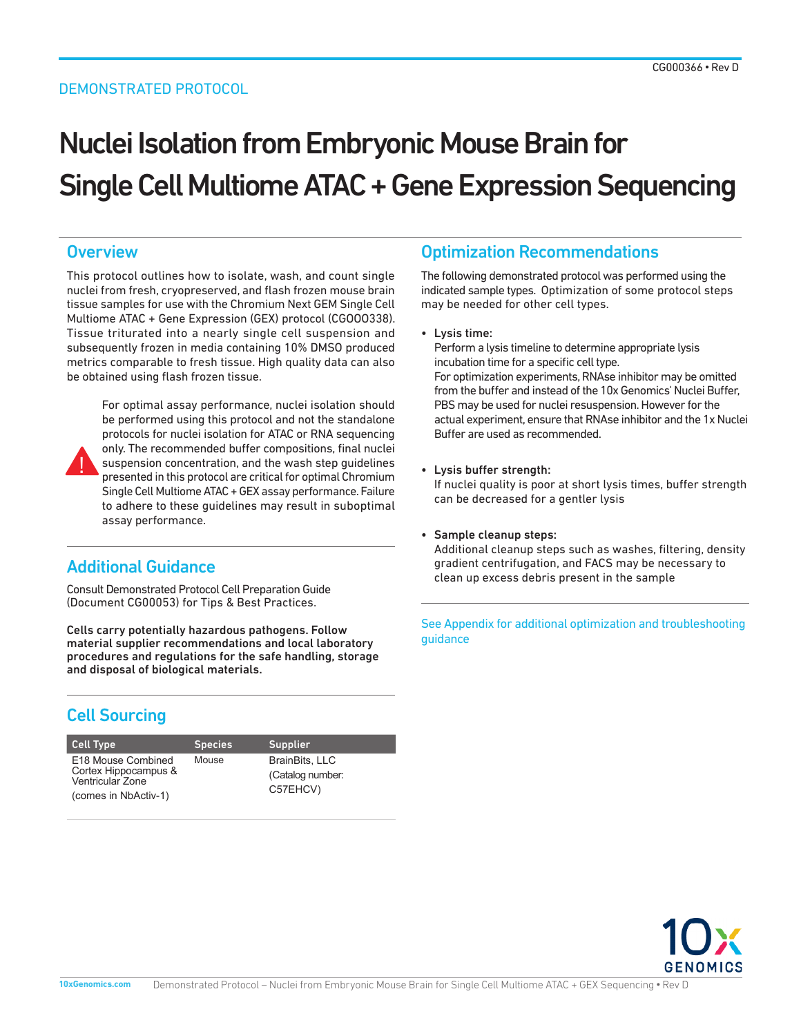DEMONSTRATED PROTOCOL

CG000366 • Rev D

# Nuclei Isolation from Embryonic Mouse Brain for Single Cell Multiome ATAC + Gene Expression Sequencing

## Overview

This protocol outlines how to isolate, wash, and count single nuclei from fresh, cryopreserved, and flash frozen mouse brain tissue samples for use with the Chromium Next GEM Single Cell Multiome ATAC + Gene Expression (GEX) protocol (CG000338). Tissue triturated into a nearly single cell suspension and subsequently frozen in media containing 10% DMSO produced metrics comparable to fresh tissue. High quality data can also be obtained using flash frozen tissue.

For optimal assay performance, nuclei isolation should be performed using this protocol and not the standalone protocols for nuclei isolation for ATAC or RNA sequencing only. The recommended buffer compositions, final nuclei suspension concentration, and the wash step guidelines presented in this protocol are critical for optimal Chromium Single Cell Multiome ATAC + GEX assay performance. Failure to adhere to these guidelines may result in suboptimal assay performance.

## Additional Guidance

Consult Demonstrated Protocol Cell Preparation Guide (Document CG00053) for Tips & Best Practices.

**Cells carry potentially hazardous pathogens. Follow material supplier recommendations and local laboratory procedures and regulations for the safe handling, storage and disposal of biological materials.**

## Cell Sourcing

| Cell Type | Species | Supplier |
|---|---|---|
| E18 Mouse Combined Cortex Hippocampus & Ventricular Zone (comes in NbActiv-1) | Mouse | BrainBits, LLC (Catalog number: C57EHCV) |

## Optimization Recommendations

The following demonstrated protocol was performed using the indicated sample types. Optimization of some protocol steps may be needed for other cell types.

- **Lysis time:**
  Perform a lysis timeline to determine appropriate lysis incubation time for a specific cell type.
  For optimization experiments, RNAse inhibitor may be omitted from the buffer and instead of the 10x Genomics' Nuclei Buffer, PBS may be used for nuclei resuspension. However for the actual experiment, ensure that RNAse inhibitor and the 1x Nuclei Buffer are used as recommended.

- **Lysis buffer strength:**
  If nuclei quality is poor at short lysis times, buffer strength can be decreased for a gentler lysis

- **Sample cleanup steps:**
  Additional cleanup steps such as washes, filtering, density gradient centrifugation, and FACS may be necessary to clean up excess debris present in the sample

See Appendix for additional optimization and troubleshooting guidance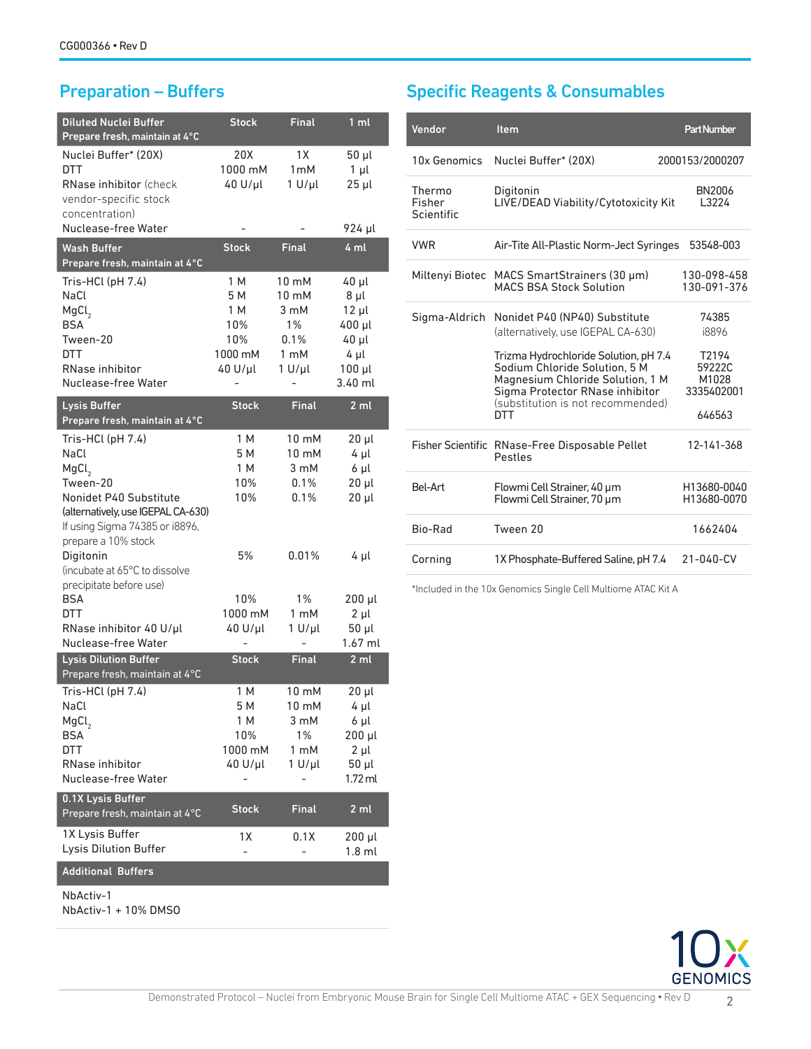## Preparation – Buffers

| Diluted Nuclei Buffer<br>Prepare fresh, maintain at 4°C | Stock | Final | 1 ml |
|---|---|---|---|
| Nuclei Buffer* (20X) | 20X | 1X | 50 µl |
| DTT | 1000 mM | 1mM | 1 µl |
| RNase inhibitor (check vendor-specific stock concentration) | 40 U/µl | 1 U/µl | 25 µl |
| Nuclease-free Water | - | - | 924 µl |

| Wash Buffer<br>Prepare fresh, maintain at 4°C | Stock | Final | 4 ml |
|---|---|---|---|
| Tris-HCl (pH 7.4) | 1 M | 10 mM | 40 µl |
| NaCl | 5 M | 10 mM | 8 µl |
| $MgCl_2$ | 1 M | 3 mM | 12 µl |
| BSA | 10% | 1% | 400 µl |
| Tween-20 | 10% | 0.1% | 40 µl |
| DTT | 1000 mM | 1 mM | 4 µl |
| RNase inhibitor | 40 U/µl | 1 U/µl | 100 µl |
| Nuclease-free Water | - | - | 3.40 ml |

| Lysis Buffer<br>Prepare fresh, maintain at 4°C | Stock | Final | 2 ml |
|---|---|---|---|
| Tris-HCl (pH 7.4) | 1 M | 10 mM | 20 µl |
| NaCl | 5 M | 10 mM | 4 µl |
| $MgCl_2$ | 1 M | 3 mM | 6 µl |
| Tween-20 | 10% | 0.1% | 20 µl |
| Nonidet P40 Substitute (alternatively, use IGEPAL CA-630) If using Sigma 74385 or i8896, prepare a 10% stock | 10% | 0.1% | 20 µl |
| Digitonin (incubate at 65°C to dissolve precipitate before use) | 5% | 0.01% | 4 µl |
| BSA | 10% | 1% | 200 µl |
| DTT | 1000 mM | 1 mM | 2 µl |
| RNase inhibitor 40 U/µl | 40 U/µl | 1 U/µl | 50 µl |
| Nuclease-free Water | - | - | 1.67 ml |

| Lysis Dilution Buffer<br>Prepare fresh, maintain at 4°C | Stock | Final | 2 ml |
|---|---|---|---|
| Tris-HCl (pH 7.4) | 1 M | 10 mM | 20 µl |
| NaCl | 5 M | 10 mM | 4 µl |
| $MgCl_2$ | 1 M | 3 mM | 6 µl |
| BSA | 10% | 1% | 200 µl |
| DTT | 1000 mM | 1 mM | 2 µl |
| RNase inhibitor | 40 U/µl | 1 U/µl | 50 µl |
| Nuclease-free Water | - | - | 1.72 ml |

| 0.1X Lysis Buffer<br>Prepare fresh, maintain at 4°C | Stock | Final | 2 ml |
|---|---|---|---|
| 1X Lysis Buffer | 1X | 0.1X | 200 µl |
| Lysis Dilution Buffer | - | - | 1.8 ml |

| Additional Buffers |
|---|
| NbActiv-1 |
| NbActiv-1 + 10% DMSO |

## Specific Reagents & Consumables

| Vendor | Item | Part Number |
|---|---|---|
| 10x Genomics | Nuclei Buffer* (20X) | 2000153/2000207 |
| Thermo Fisher Scientific | Digitonin<br>LIVE/DEAD Viability/Cytotoxicity Kit | BN2006<br>L3224 |
| VWR | Air-Tite All-Plastic Norm-Ject Syringes | 53548-003 |
| Miltenyi Biotec | MACS SmartStrainers (30 µm)<br>MACS BSA Stock Solution | 130-098-458<br>130-091-376 |
| Sigma-Aldrich | Nonidet P40 (NP40) Substitute<br>(alternatively, use IGEPAL CA-630) | 74385<br>i8896 |
| | Trizma Hydrochloride Solution, pH 7.4<br>Sodium Chloride Solution, 5 M<br>Magnesium Chloride Solution, 1 M<br>Sigma Protector RNase inhibitor (substitution is not recommended)<br>DTT | T2194<br>59222C<br>M1028<br>3335402001<br>646563 |
| Fisher Scientific | RNase-Free Disposable Pellet Pestles | 12-141-368 |
| Bel-Art | Flowmi Cell Strainer, 40 µm<br>Flowmi Cell Strainer, 70 µm | H13680-0040<br>H13680-0070 |
| Bio-Rad | Tween 20 | 1662404 |
| Corning | 1X Phosphate-Buffered Saline, pH 7.4 | 21-040-CV |

*Included in the 10x Genomics Single Cell Multiome ATAC Kit A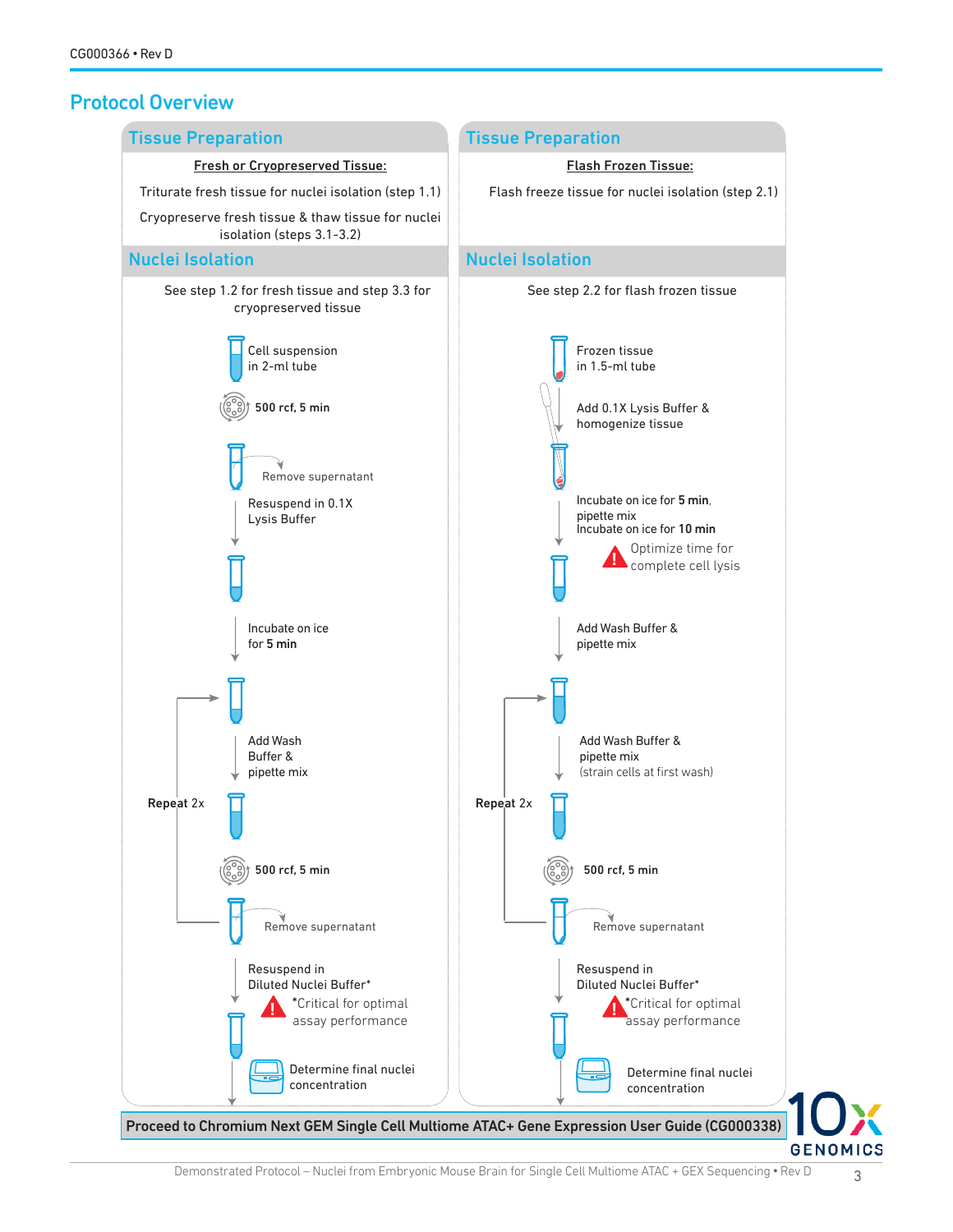## Protocol Overview

### Tissue Preparation

**Fresh or Cryopreserved Tissue:**

Triturate fresh tissue for nuclei isolation (step 1.1)

Cryopreserve fresh tissue & thaw tissue for nuclei isolation (steps 3.1-3.2)

### Nuclei Isolation

See step 1.2 for fresh tissue and step 3.3 for cryopreserved tissue

- Cell suspension in 2-ml tube
- **500 rcf, 5 min**
- Remove supernatant
- Resuspend in 0.1X Lysis Buffer
- Incubate on ice for **5 min**
- Repeat 2x:
  - Add Wash Buffer & pipette mix
  - **500 rcf, 5 min**
  - Remove supernatant
- Resuspend in Diluted Nuclei Buffer*
  - *Critical for optimal assay performance
- Determine final nuclei concentration

### Tissue Preparation

**Flash Frozen Tissue:**

Flash freeze tissue for nuclei isolation (step 2.1)

### Nuclei Isolation

See step 2.2 for flash frozen tissue

- Frozen tissue in 1.5-ml tube
- Add 0.1X Lysis Buffer & homogenize tissue
- Incubate on ice for **5 min**, pipette mix
- Incubate on ice for **10 min**
  - Optimize time for complete cell lysis
- Add Wash Buffer & pipette mix
- Repeat 2x:
  - Add Wash Buffer & pipette mix (strain cells at first wash)
  - **500 rcf, 5 min**
  - Remove supernatant
- Resuspend in Diluted Nuclei Buffer*
  - *Critical for optimal assay performance
- Determine final nuclei concentration

**Proceed to Chromium Next GEM Single Cell Multiome ATAC+ Gene Expression User Guide (CG000338)**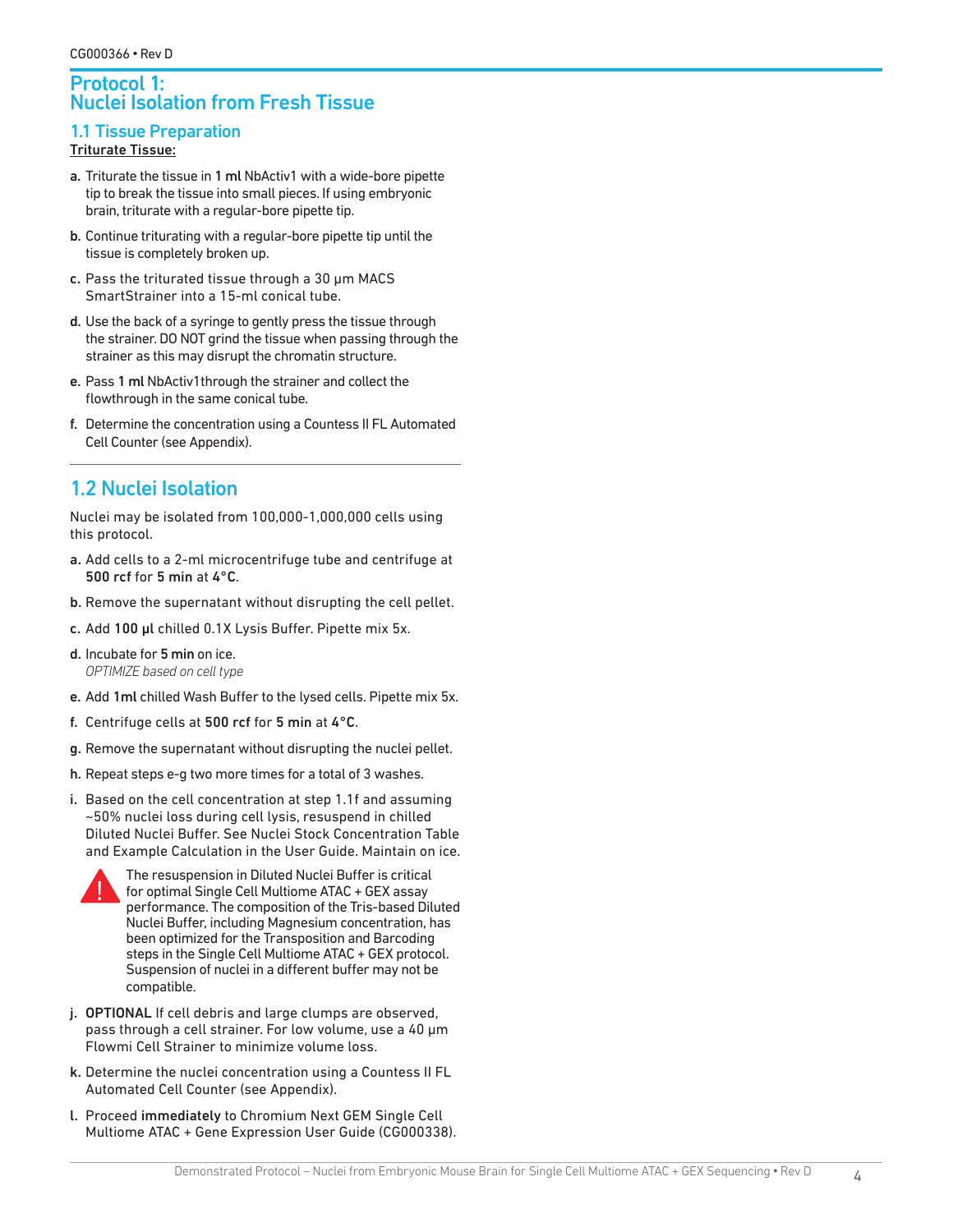# Protocol 1: Nuclei Isolation from Fresh Tissue

## 1.1 Tissue Preparation

**Triturate Tissue:**

a. Triturate the tissue in **1 ml** NbActiv1 with a wide-bore pipette tip to break the tissue into small pieces. If using embryonic brain, triturate with a regular-bore pipette tip.

b. Continue triturating with a regular-bore pipette tip until the tissue is completely broken up.

c. Pass the triturated tissue through a 30 µm MACS SmartStrainer into a 15-ml conical tube.

d. Use the back of a syringe to gently press the tissue through the strainer. DO NOT grind the tissue when passing through the strainer as this may disrupt the chromatin structure.

e. Pass **1 ml** NbActiv1through the strainer and collect the flowthrough in the same conical tube.

f. Determine the concentration using a Countess II FL Automated Cell Counter (see Appendix).

## 1.2 Nuclei Isolation

Nuclei may be isolated from 100,000-1,000,000 cells using this protocol.

a. Add cells to a 2-ml microcentrifuge tube and centrifuge at **500 rcf** for **5 min** at **4°C**.

b. Remove the supernatant without disrupting the cell pellet.

c. Add **100 µl** chilled 0.1X Lysis Buffer. Pipette mix 5x.

d. Incubate for **5 min** on ice.
*OPTIMIZE based on cell type*

e. Add **1ml** chilled Wash Buffer to the lysed cells. Pipette mix 5x.

f. Centrifuge cells at **500 rcf** for **5 min** at **4°C**.

g. Remove the supernatant without disrupting the nuclei pellet.

h. Repeat steps e-g two more times for a total of 3 washes.

i. Based on the cell concentration at step 1.1f and assuming ~50% nuclei loss during cell lysis, resuspend in chilled Diluted Nuclei Buffer. See Nuclei Stock Concentration Table and Example Calculation in the User Guide. Maintain on ice.

> ! The resuspension in Diluted Nuclei Buffer is critical for optimal Single Cell Multiome ATAC + GEX assay performance. The composition of the Tris-based Diluted Nuclei Buffer, including Magnesium concentration, has been optimized for the Transposition and Barcoding steps in the Single Cell Multiome ATAC + GEX protocol. Suspension of nuclei in a different buffer may not be compatible.

j. **OPTIONAL** If cell debris and large clumps are observed, pass through a cell strainer. For low volume, use a 40 µm Flowmi Cell Strainer to minimize volume loss.

k. Determine the nuclei concentration using a Countess II FL Automated Cell Counter (see Appendix).

l. Proceed **immediately** to Chromium Next GEM Single Cell Multiome ATAC + Gene Expression User Guide (CG000338).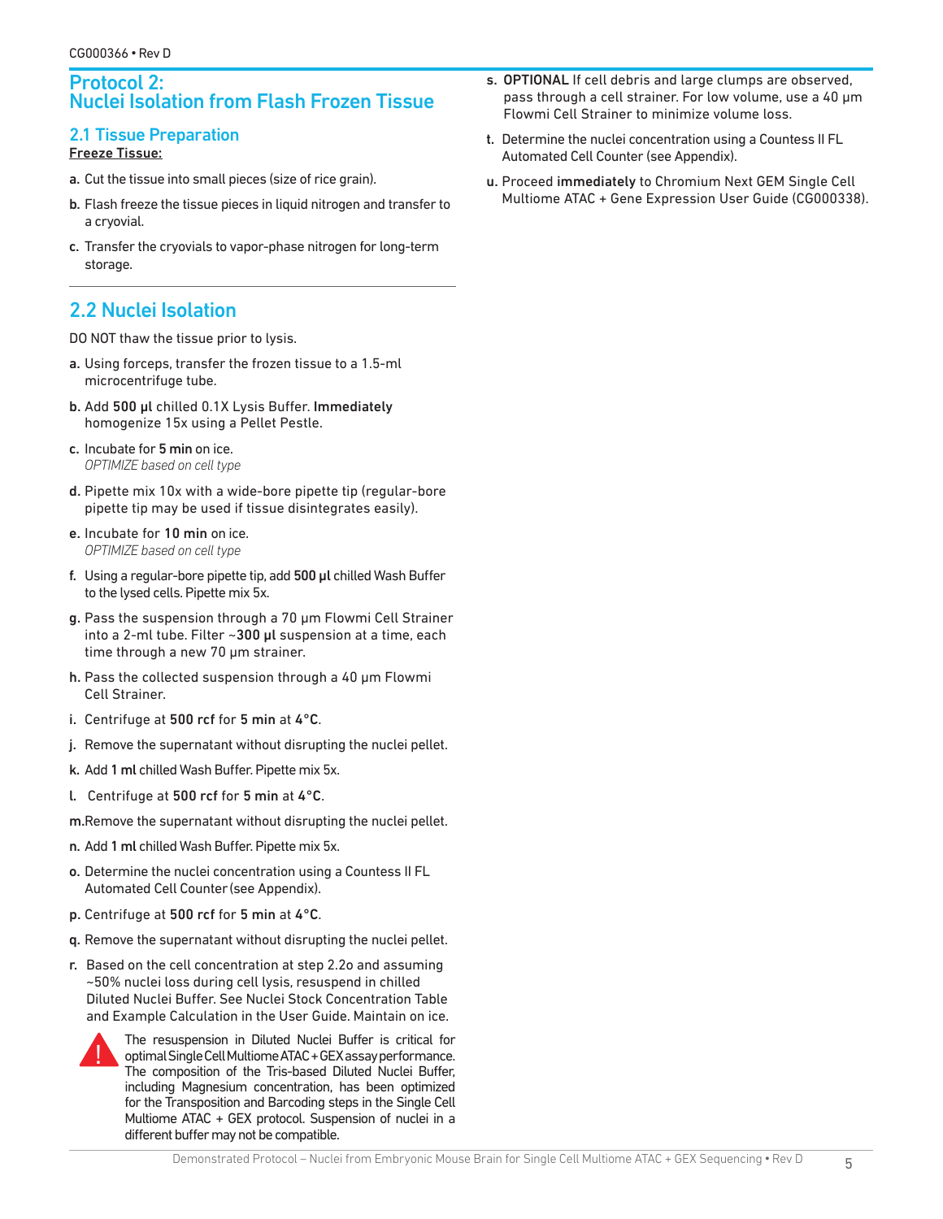# Protocol 2: Nuclei Isolation from Flash Frozen Tissue

## 2.1 Tissue Preparation

**Freeze Tissue:**

a. Cut the tissue into small pieces (size of rice grain).

b. Flash freeze the tissue pieces in liquid nitrogen and transfer to a cryovial.

c. Transfer the cryovials to vapor-phase nitrogen for long-term storage.

## 2.2 Nuclei Isolation

DO NOT thaw the tissue prior to lysis.

a. Using forceps, transfer the frozen tissue to a 1.5-ml microcentrifuge tube.

b. Add **500 µl** chilled 0.1X Lysis Buffer. **Immediately** homogenize 15x using a Pellet Pestle.

c. Incubate for **5 min** on ice.
*OPTIMIZE based on cell type*

d. Pipette mix 10x with a wide-bore pipette tip (regular-bore pipette tip may be used if tissue disintegrates easily).

e. Incubate for **10 min** on ice.
*OPTIMIZE based on cell type*

f. Using a regular-bore pipette tip, add **500 µl** chilled Wash Buffer to the lysed cells. Pipette mix 5x.

g. Pass the suspension through a 70 µm Flowmi Cell Strainer into a 2-ml tube. Filter ~**300 µl** suspension at a time, each time through a new 70 µm strainer.

h. Pass the collected suspension through a 40 µm Flowmi Cell Strainer.

i. Centrifuge at **500 rcf** for **5 min** at **4°C**.

j. Remove the supernatant without disrupting the nuclei pellet.

k. Add **1 ml** chilled Wash Buffer. Pipette mix 5x.

l. Centrifuge at **500 rcf** for **5 min** at **4°C**.

m. Remove the supernatant without disrupting the nuclei pellet.

n. Add **1 ml** chilled Wash Buffer. Pipette mix 5x.

o. Determine the nuclei concentration using a Countess II FL Automated Cell Counter (see Appendix).

p. Centrifuge at **500 rcf** for **5 min** at **4°C**.

q. Remove the supernatant without disrupting the nuclei pellet.

r. Based on the cell concentration at step 2.2o and assuming ~50% nuclei loss during cell lysis, resuspend in chilled Diluted Nuclei Buffer. See Nuclei Stock Concentration Table and Example Calculation in the User Guide. Maintain on ice.

> The resuspension in Diluted Nuclei Buffer is critical for optimal Single Cell Multiome ATAC + GEX assay performance. The composition of the Tris-based Diluted Nuclei Buffer, including Magnesium concentration, has been optimized for the Transposition and Barcoding steps in the Single Cell Multiome ATAC + GEX protocol. Suspension of nuclei in a different buffer may not be compatible.

s. **OPTIONAL** If cell debris and large clumps are observed, pass through a cell strainer. For low volume, use a 40 µm Flowmi Cell Strainer to minimize volume loss.

t. Determine the nuclei concentration using a Countess II FL Automated Cell Counter (see Appendix).

u. Proceed **immediately** to Chromium Next GEM Single Cell Multiome ATAC + Gene Expression User Guide (CG000338).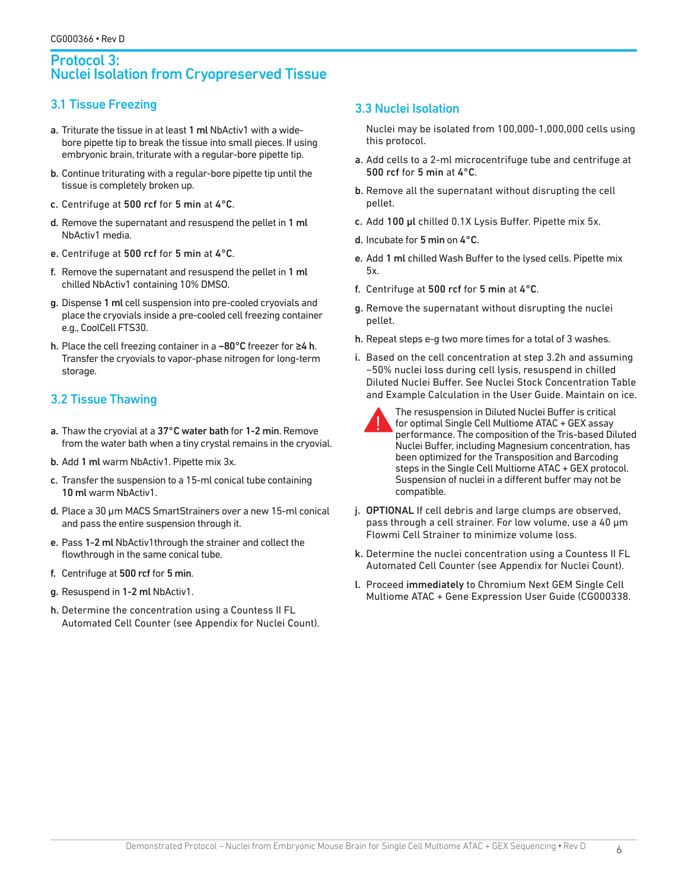# Protocol 3: Nuclei Isolation from Cryopreserved Tissue

## 3.1 Tissue Freezing

a. Triturate the tissue in at least **1 ml** NbActiv1 with a wide-bore pipette tip to break the tissue into small pieces. If using embryonic brain, triturate with a regular-bore pipette tip.

b. Continue triturating with a regular-bore pipette tip until the tissue is completely broken up.

c. Centrifuge at **500 rcf** for **5 min** at **4°C**.

d. Remove the supernatant and resuspend the pellet in **1 ml** NbActiv1 media.

e. Centrifuge at **500 rcf** for **5 min** at **4°C**.

f. Remove the supernatant and resuspend the pellet in **1 ml** chilled NbActiv1 containing 10% DMSO.

g. Dispense **1 ml** cell suspension into pre-cooled cryovials and place the cryovials inside a pre-cooled cell freezing container e.g., CoolCell FTS30.

h. Place the cell freezing container in a **–80°C** freezer for **≥4 h**. Transfer the cryovials to vapor-phase nitrogen for long-term storage.

## 3.2 Tissue Thawing

a. Thaw the cryovial at a **37°C water bath** for **1-2 min**. Remove from the water bath when a tiny crystal remains in the cryovial.

b. Add **1 ml** warm NbActiv1. Pipette mix 3x.

c. Transfer the suspension to a 15-ml conical tube containing **10 ml** warm NbActiv1.

d. Place a 30 µm MACS SmartStrainers over a new 15-ml conical and pass the entire suspension through it.

e. Pass **1-2 ml** NbActiv1through the strainer and collect the flowthrough in the same conical tube.

f. Centrifuge at **500 rcf** for **5 min**.

g. Resuspend in **1-2 ml** NbActiv1.

h. Determine the concentration using a Countess II FL Automated Cell Counter (see Appendix for Nuclei Count).

## 3.3 Nuclei Isolation

Nuclei may be isolated from 100,000-1,000,000 cells using this protocol.

a. Add cells to a 2-ml microcentrifuge tube and centrifuge at **500 rcf** for **5 min** at **4°C**.

b. Remove all the supernatant without disrupting the cell pellet.

c. Add **100 µl** chilled 0.1X Lysis Buffer. Pipette mix 5x.

d. Incubate for **5 min** on **4°C**.

e. Add **1 ml** chilled Wash Buffer to the lysed cells. Pipette mix 5x.

f. Centrifuge at **500 rcf** for **5 min** at **4°C**.

g. Remove the supernatant without disrupting the nuclei pellet.

h. Repeat steps e-g two more times for a total of 3 washes.

i. Based on the cell concentration at step 3.2h and assuming ~50% nuclei loss during cell lysis, resuspend in chilled Diluted Nuclei Buffer. See Nuclei Stock Concentration Table and Example Calculation in the User Guide. Maintain on ice.

> The resuspension in Diluted Nuclei Buffer is critical for optimal Single Cell Multiome ATAC + GEX assay performance. The composition of the Tris-based Diluted Nuclei Buffer, including Magnesium concentration, has been optimized for the Transposition and Barcoding steps in the Single Cell Multiome ATAC + GEX protocol. Suspension of nuclei in a different buffer may not be compatible.

j. **OPTIONAL** If cell debris and large clumps are observed, pass through a cell strainer. For low volume, use a 40 µm Flowmi Cell Strainer to minimize volume loss.

k. Determine the nuclei concentration using a Countess II FL Automated Cell Counter (see Appendix for Nuclei Count).

l. Proceed **immediately** to Chromium Next GEM Single Cell Multiome ATAC + Gene Expression User Guide (CG000338.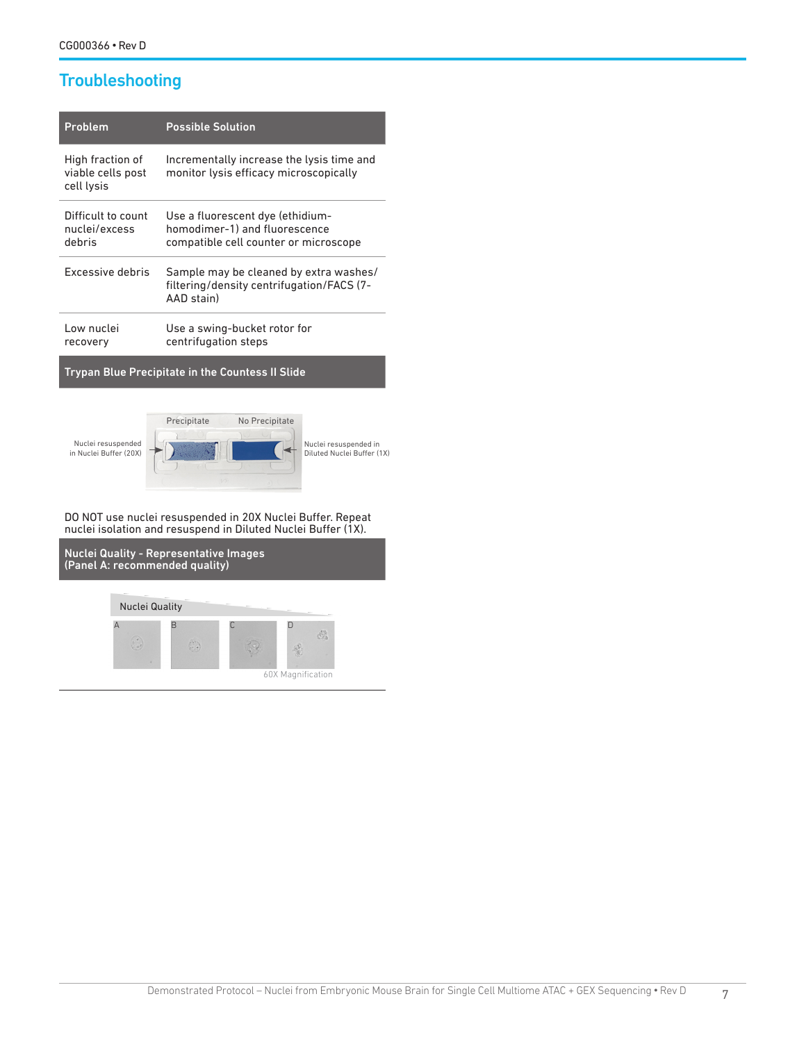## Troubleshooting

| Problem | Possible Solution |
|---|---|
| High fraction of viable cells post cell lysis | Incrementally increase the lysis time and monitor lysis efficacy microscopically |
| Difficult to count nuclei/excess debris | Use a fluorescent dye (ethidium-homodimer-1) and fluorescence compatible cell counter or microscope |
| Excessive debris | Sample may be cleaned by extra washes/ filtering/density centrifugation/FACS (7-AAD stain) |
| Low nuclei recovery | Use a swing-bucket rotor for centrifugation steps |

**Trypan Blue Precipitate in the Countess II Slide**

Precipitate — Nuclei resuspended in Nuclei Buffer (20X)

No Precipitate — Nuclei resuspended in Diluted Nuclei Buffer (1X)

DO NOT use nuclei resuspended in 20X Nuclei Buffer. Repeat nuclei isolation and resuspend in Diluted Nuclei Buffer (1X).

**Nuclei Quality - Representative Images (Panel A: recommended quality)**

Nuclei Quality

A B C D

60X Magnification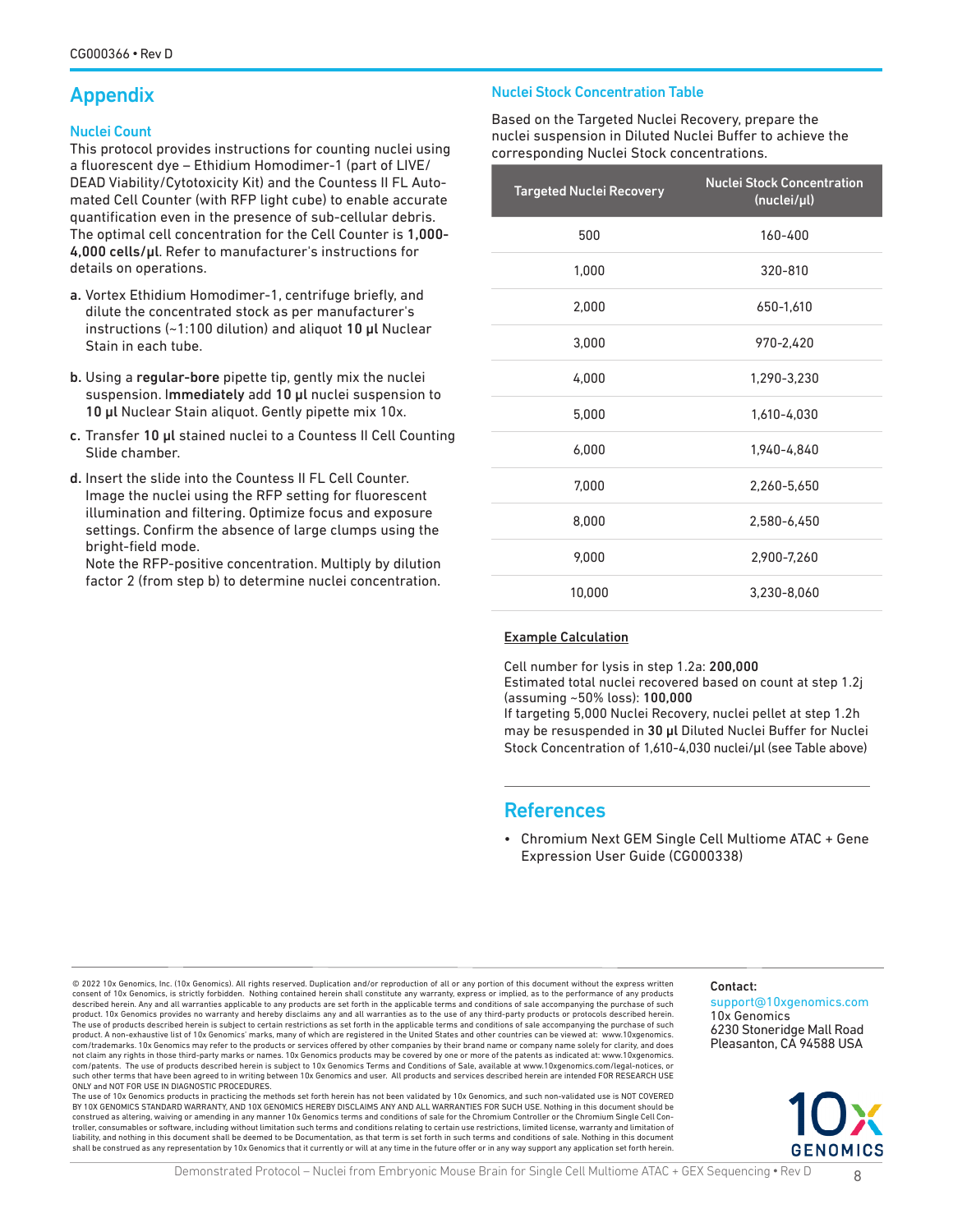## Appendix

### Nuclei Count

This protocol provides instructions for counting nuclei using a fluorescent dye – Ethidium Homodimer-1 (part of LIVE/DEAD Viability/Cytotoxicity Kit) and the Countess II FL Automated Cell Counter (with RFP light cube) to enable accurate quantification even in the presence of sub-cellular debris. The optimal cell concentration for the Cell Counter is **1,000-4,000 cells/µl**. Refer to manufacturer's instructions for details on operations.

**a.** Vortex Ethidium Homodimer-1, centrifuge briefly, and dilute the concentrated stock as per manufacturer's instructions (~1:100 dilution) and aliquot **10 µl** Nuclear Stain in each tube.

**b.** Using a **regular-bore** pipette tip, gently mix the nuclei suspension. **Immediately** add **10 µl** nuclei suspension to **10 µl** Nuclear Stain aliquot. Gently pipette mix 10x.

**c.** Transfer **10 µl** stained nuclei to a Countess II Cell Counting Slide chamber.

**d.** Insert the slide into the Countess II FL Cell Counter. Image the nuclei using the RFP setting for fluorescent illumination and filtering. Optimize focus and exposure settings. Confirm the absence of large clumps using the bright-field mode.
Note the RFP-positive concentration. Multiply by dilution factor 2 (from step b) to determine nuclei concentration.

### Nuclei Stock Concentration Table

Based on the Targeted Nuclei Recovery, prepare the nuclei suspension in Diluted Nuclei Buffer to achieve the corresponding Nuclei Stock concentrations.

| Targeted Nuclei Recovery | Nuclei Stock Concentration (nuclei/µl) |
|---|---|
| 500 | 160-400 |
| 1,000 | 320-810 |
| 2,000 | 650-1,610 |
| 3,000 | 970-2,420 |
| 4,000 | 1,290-3,230 |
| 5,000 | 1,610-4,030 |
| 6,000 | 1,940-4,840 |
| 7,000 | 2,260-5,650 |
| 8,000 | 2,580-6,450 |
| 9,000 | 2,900-7,260 |
| 10,000 | 3,230-8,060 |

**Example Calculation**

Cell number for lysis in step 1.2a: **200,000**
Estimated total nuclei recovered based on count at step 1.2j (assuming ~50% loss): **100,000**
If targeting 5,000 Nuclei Recovery, nuclei pellet at step 1.2h may be resuspended in **30 µl** Diluted Nuclei Buffer for Nuclei Stock Concentration of 1,610-4,030 nuclei/µl (see Table above)

## References

- Chromium Next GEM Single Cell Multiome ATAC + Gene Expression User Guide (CG000338)

© 2022 10x Genomics, Inc. (10x Genomics). All rights reserved. Duplication and/or reproduction of all or any portion of this document without the express written consent of 10x Genomics, is strictly forbidden. Nothing contained herein shall constitute any warranty, express or implied, as to the performance of any products described herein. Any and all warranties applicable to any products are set forth in the applicable terms and conditions of sale accompanying the purchase of such product. 10x Genomics provides no warranty and hereby disclaims any and all warranties as to the use of any third-party products or protocols described herein. The use of products described herein is subject to certain restrictions as set forth in the applicable terms and conditions of sale accompanying the purchase of such product. A non-exhaustive list of 10x Genomics' marks, many of which are registered in the United States and other countries can be viewed at: www.10xgenomics.com/trademarks. 10x Genomics may refer to the products or services offered by other companies by their brand name or company name solely for clarity, and does not claim any rights in those third-party marks or names. 10x Genomics products may be covered by one or more of the patents as indicated at: www.10xgenomics.com/patents. The use of products described herein is subject to 10x Genomics Terms and Conditions of Sale, available at www.10xgenomics.com/legal-notices, or such other terms that have been agreed to in writing between 10x Genomics and user. All products and services described herein are intended FOR RESEARCH USE ONLY and NOT FOR USE IN DIAGNOSTIC PROCEDURES.
The use of 10x Genomics products in practicing the methods set forth herein has not been validated by 10x Genomics, and such non-validated use is NOT COVERED BY 10X GENOMICS STANDARD WARRANTY, AND 10X GENOMICS HEREBY DISCLAIMS ANY AND ALL WARRANTIES FOR SUCH USE. Nothing in this document should be construed as altering, waiving or amending in any manner 10x Genomics terms and conditions of sale for the Chromium Controller or the Chromium Single Cell Controller, consumables or software, including without limitation such terms and conditions relating to certain use restrictions, limited license, warranty and limitation of liability, and nothing in this document shall be deemed to be Documentation, as that term is set forth in such terms and conditions of sale. Nothing in this document shall be construed as any representation by 10x Genomics that it currently or will at any time in the future offer or in any way support any application set forth herein.

**Contact:**
support@10xgenomics.com
10x Genomics
6230 Stoneridge Mall Road
Pleasanton, CA 94588 USA